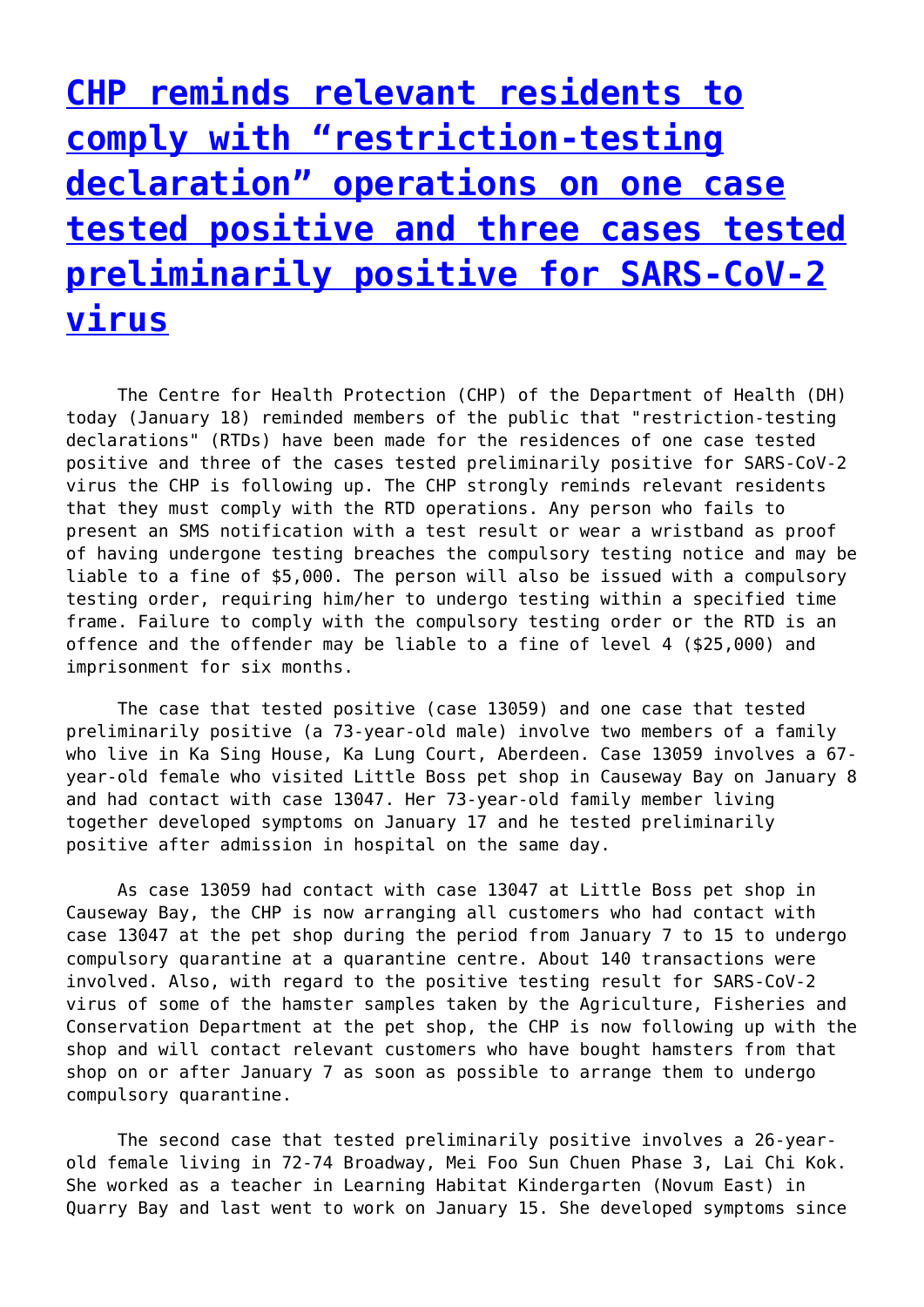# CHP reminds relevant residents to comply with "restriction-testing declaration" operations on one case tested positive and three cases tested preliminarily positive for SARS-CoV-2 virus

The Centre for Health Protection (CHP) of the Department of Health (DH) today (January 18) reminded members of the public that "restriction-testing declarations" (RTDs) have been made for the residences of one case tested positive and three of the cases tested preliminarily positive for SARS-CoV-2 virus the CHP is following up. The CHP strongly reminds relevant residents that they must comply with the RTD operations. Any person who fails to present an SMS notification with a test result or wear a wristband as proof of having undergone testing breaches the compulsory testing notice and may be liable to a fine of $5,000. The person will also be issued with a compulsory testing order, requiring him/her to undergo testing within a specified time frame. Failure to comply with the compulsory testing order or the RTD is an offence and the offender may be liable to a fine of level 4 ($25,000) and imprisonment for six months.

The case that tested positive (case 13059) and one case that tested preliminarily positive (a 73-year-old male) involve two members of a family who live in Ka Sing House, Ka Lung Court, Aberdeen. Case 13059 involves a 67-year-old female who visited Little Boss pet shop in Causeway Bay on January 8 and had contact with case 13047. Her 73-year-old family member living together developed symptoms on January 17 and he tested preliminarily positive after admission in hospital on the same day.

As case 13059 had contact with case 13047 at Little Boss pet shop in Causeway Bay, the CHP is now arranging all customers who had contact with case 13047 at the pet shop during the period from January 7 to 15 to undergo compulsory quarantine at a quarantine centre. About 140 transactions were involved. Also, with regard to the positive testing result for SARS-CoV-2 virus of some of the hamster samples taken by the Agriculture, Fisheries and Conservation Department at the pet shop, the CHP is now following up with the shop and will contact relevant customers who have bought hamsters from that shop on or after January 7 as soon as possible to arrange them to undergo compulsory quarantine.

The second case that tested preliminarily positive involves a 26-year-old female living in 72-74 Broadway, Mei Foo Sun Chuen Phase 3, Lai Chi Kok. She worked as a teacher in Learning Habitat Kindergarten (Novum East) in Quarry Bay and last went to work on January 15. She developed symptoms since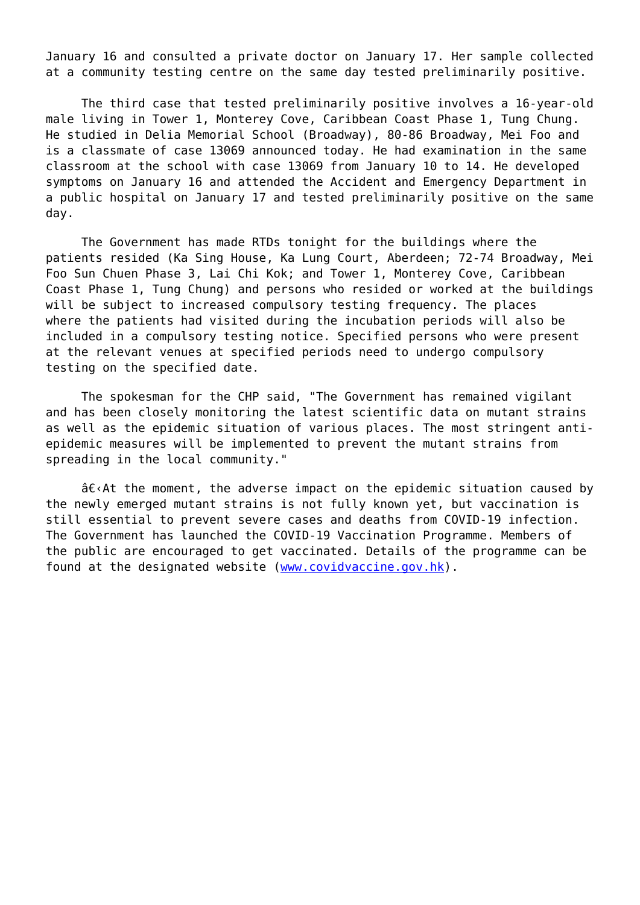January 16 and consulted a private doctor on January 17. Her sample collected at a community testing centre on the same day tested preliminarily positive.

The third case that tested preliminarily positive involves a 16-year-old male living in Tower 1, Monterey Cove, Caribbean Coast Phase 1, Tung Chung. He studied in Delia Memorial School (Broadway), 80-86 Broadway, Mei Foo and is a classmate of case 13069 announced today. He had examination in the same classroom at the school with case 13069 from January 10 to 14. He developed symptoms on January 16 and attended the Accident and Emergency Department in a public hospital on January 17 and tested preliminarily positive on the same day.

The Government has made RTDs tonight for the buildings where the patients resided (Ka Sing House, Ka Lung Court, Aberdeen; 72-74 Broadway, Mei Foo Sun Chuen Phase 3, Lai Chi Kok; and Tower 1, Monterey Cove, Caribbean Coast Phase 1, Tung Chung) and persons who resided or worked at the buildings will be subject to increased compulsory testing frequency. The places where the patients had visited during the incubation periods will also be included in a compulsory testing notice. Specified persons who were present at the relevant venues at specified periods need to undergo compulsory testing on the specified date.

The spokesman for the CHP said, "The Government has remained vigilant and has been closely monitoring the latest scientific data on mutant strains as well as the epidemic situation of various places. The most stringent anti-epidemic measures will be implemented to prevent the mutant strains from spreading in the local community."

â€‹At the moment, the adverse impact on the epidemic situation caused by the newly emerged mutant strains is not fully known yet, but vaccination is still essential to prevent severe cases and deaths from COVID-19 infection. The Government has launched the COVID-19 Vaccination Programme. Members of the public are encouraged to get vaccinated. Details of the programme can be found at the designated website (www.covidvaccine.gov.hk).